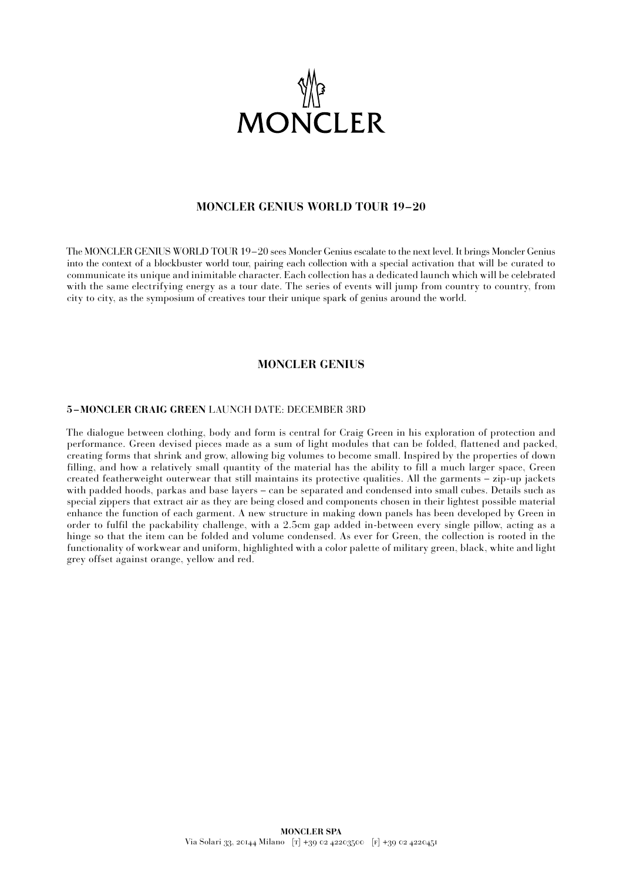MONCLER

## MONCLER GENIUS WORLD TOUR 19–20

The MONCLER GENIUS WORLD TOUR 19–20 sees Moncler Genius escalate to the next level. It brings Moncler Genius into the context of a blockbuster world tour, pairing each collection with a special activation that will be curated to communicate its unique and inimitable character. Each collection has a dedicated launch which will be celebrated with the same electrifying energy as a tour date. The series of events will jump from country to country, from city to city, as the symposium of creatives tour their unique spark of genius around the world.

## MONCLER GENIUS

### 5–MONCLER CRAIG GREEN LAUNCH DATE: DECEMBER 3RD

The dialogue between clothing, body and form is central for Craig Green in his exploration of protection and performance. Green devised pieces made as a sum of light modules that can be folded, flattened and packed, creating forms that shrink and grow, allowing big volumes to become small. Inspired by the properties of down filling, and how a relatively small quantity of the material has the ability to fill a much larger space, Green created featherweight outerwear that still maintains its protective qualities. All the garments – zip-up jackets with padded hoods, parkas and base layers – can be separated and condensed into small cubes. Details such as special zippers that extract air as they are being closed and components chosen in their lightest possible material enhance the function of each garment. A new structure in making down panels has been developed by Green in order to fulfil the packability challenge, with a 2.5cm gap added in-between every single pillow, acting as a hinge so that the item can be folded and volume condensed. As ever for Green, the collection is rooted in the functionality of workwear and uniform, highlighted with a color palette of military green, black, white and light grey offset against orange, yellow and red.

**MONCLER SPA**
Via Solari 33, 20144 Milano [T] +39 02 42203500 [F] +39 02 4220451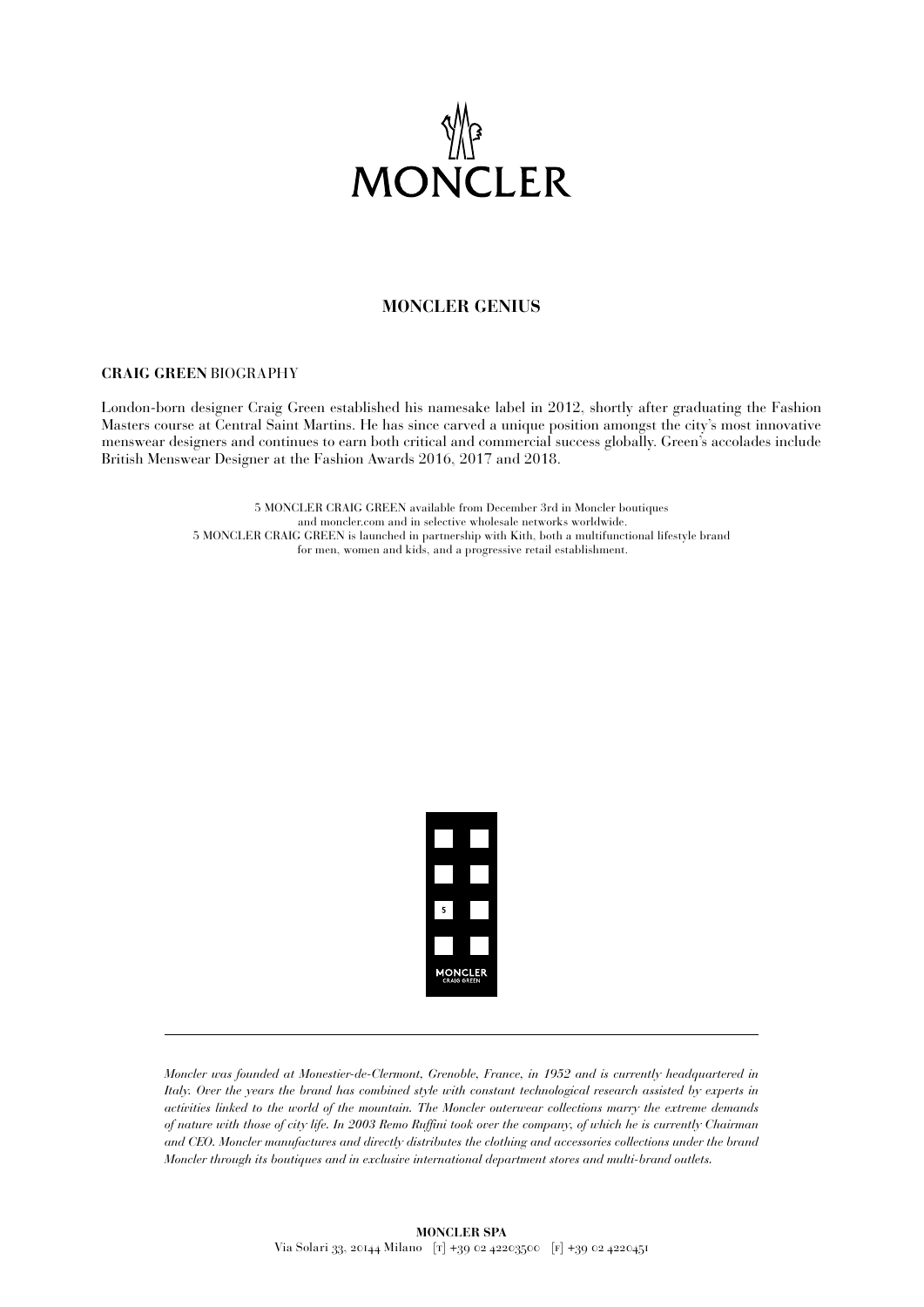# MONCLER GENIUS

**CRAIG GREEN** BIOGRAPHY

London-born designer Craig Green established his namesake label in 2012, shortly after graduating the Fashion Masters course at Central Saint Martins. He has since carved a unique position amongst the city's most innovative menswear designers and continues to earn both critical and commercial success globally. Green's accolades include British Menswear Designer at the Fashion Awards 2016, 2017 and 2018.

5 MONCLER CRAIG GREEN available from December 3rd in Moncler boutiques and moncler.com and in selective wholesale networks worldwide.
5 MONCLER CRAIG GREEN is launched in partnership with Kith, both a multifunctional lifestyle brand for men, women and kids, and a progressive retail establishment.

---

*Moncler was founded at Monestier-de-Clermont, Grenoble, France, in 1952 and is currently headquartered in Italy. Over the years the brand has combined style with constant technological research assisted by experts in activities linked to the world of the mountain. The Moncler outerwear collections marry the extreme demands of nature with those of city life. In 2003 Remo Ruffini took over the company, of which he is currently Chairman and CEO. Moncler manufactures and directly distributes the clothing and accessories collections under the brand Moncler through its boutiques and in exclusive international department stores and multi-brand outlets.*

**MONCLER SPA**
Via Solari 33, 20144 Milano [T] +39 02 42203500 [F] +39 02 4220451